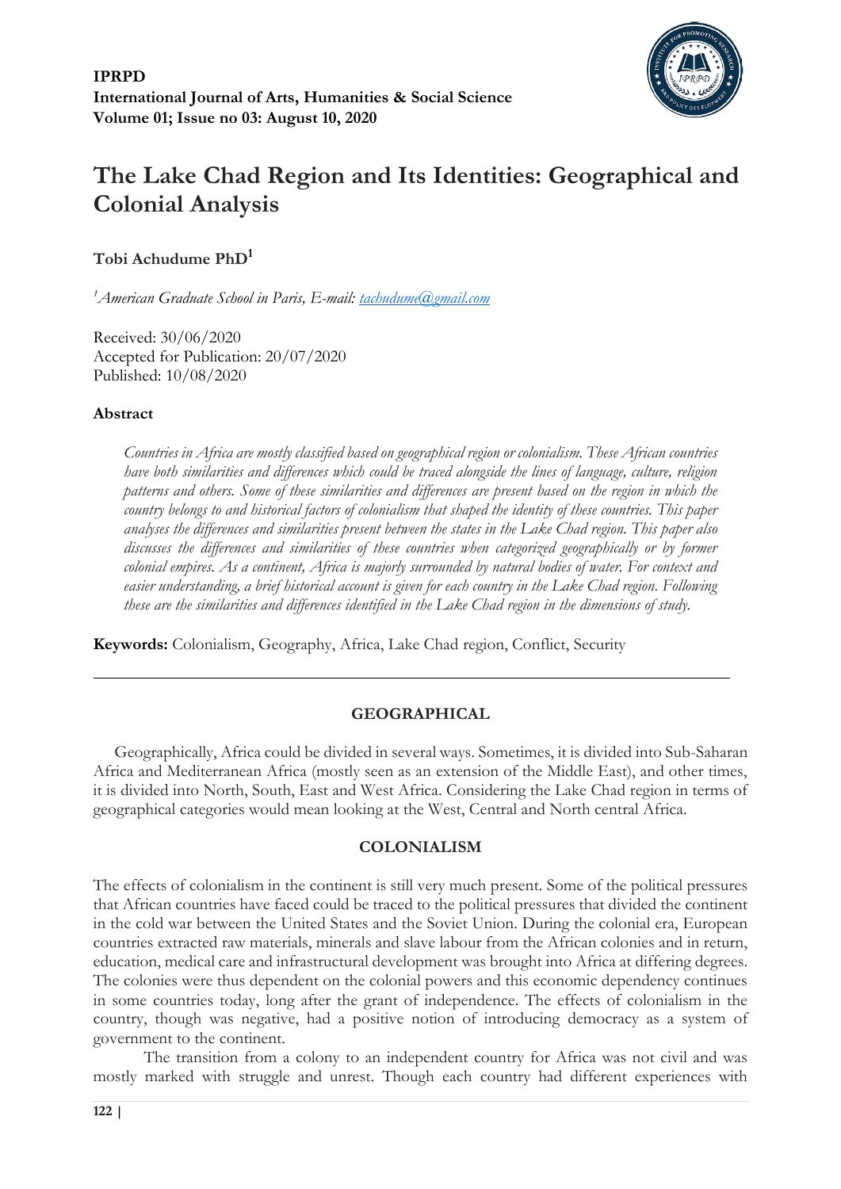**IPRPD**
**International Journal of Arts, Humanities & Social Science**
**Volume 01; Issue no 03: August 10, 2020**

# The Lake Chad Region and Its Identities: Geographical and Colonial Analysis

**Tobi Achudume PhD[1]**

[1] *American Graduate School in Paris, E-mail: tachudume@gmail.com*

Received: 30/06/2020
Accepted for Publication: 20/07/2020
Published: 10/08/2020

### Abstract

*Countries in Africa are mostly classified based on geographical region or colonialism. These African countries have both similarities and differences which could be traced alongside the lines of language, culture, religion patterns and others. Some of these similarities and differences are present based on the region in which the country belongs to and historical factors of colonialism that shaped the identity of these countries. This paper analyses the differences and similarities present between the states in the Lake Chad region. This paper also discusses the differences and similarities of these countries when categorized geographically or by former colonial empires. As a continent, Africa is majorly surrounded by natural bodies of water. For context and easier understanding, a brief historical account is given for each country in the Lake Chad region. Following these are the similarities and differences identified in the Lake Chad region in the dimensions of study.*

**Keywords:** Colonialism, Geography, Africa, Lake Chad region, Conflict, Security

---

## GEOGRAPHICAL

Geographically, Africa could be divided in several ways. Sometimes, it is divided into Sub-Saharan Africa and Mediterranean Africa (mostly seen as an extension of the Middle East), and other times, it is divided into North, South, East and West Africa. Considering the Lake Chad region in terms of geographical categories would mean looking at the West, Central and North central Africa.

## COLONIALISM

The effects of colonialism in the continent is still very much present. Some of the political pressures that African countries have faced could be traced to the political pressures that divided the continent in the cold war between the United States and the Soviet Union. During the colonial era, European countries extracted raw materials, minerals and slave labour from the African colonies and in return, education, medical care and infrastructural development was brought into Africa at differing degrees. The colonies were thus dependent on the colonial powers and this economic dependency continues in some countries today, long after the grant of independence. The effects of colonialism in the country, though was negative, had a positive notion of introducing democracy as a system of government to the continent.

The transition from a colony to an independent country for Africa was not civil and was mostly marked with struggle and unrest. Though each country had different experiences with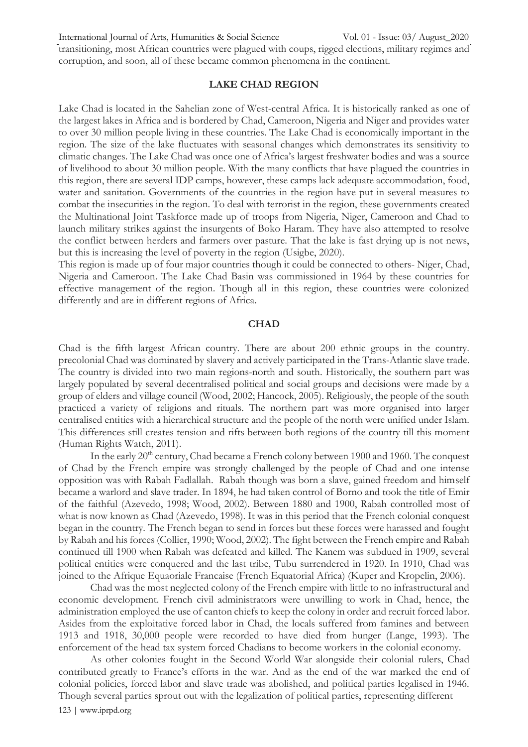transitioning, most African countries were plagued with coups, rigged elections, military regimes and corruption, and soon, all of these became common phenomena in the continent.

## LAKE CHAD REGION

Lake Chad is located in the Sahelian zone of West-central Africa. It is historically ranked as one of the largest lakes in Africa and is bordered by Chad, Cameroon, Nigeria and Niger and provides water to over 30 million people living in these countries. The Lake Chad is economically important in the region. The size of the lake fluctuates with seasonal changes which demonstrates its sensitivity to climatic changes. The Lake Chad was once one of Africa's largest freshwater bodies and was a source of livelihood to about 30 million people. With the many conflicts that have plagued the countries in this region, there are several IDP camps, however, these camps lack adequate accommodation, food, water and sanitation. Governments of the countries in the region have put in several measures to combat the insecurities in the region. To deal with terrorist in the region, these governments created the Multinational Joint Taskforce made up of troops from Nigeria, Niger, Cameroon and Chad to launch military strikes against the insurgents of Boko Haram. They have also attempted to resolve the conflict between herders and farmers over pasture. That the lake is fast drying up is not news, but this is increasing the level of poverty in the region (Usigbe, 2020).

This region is made up of four major countries though it could be connected to others- Niger, Chad, Nigeria and Cameroon. The Lake Chad Basin was commissioned in 1964 by these countries for effective management of the region. Though all in this region, these countries were colonized differently and are in different regions of Africa.

## CHAD

Chad is the fifth largest African country. There are about 200 ethnic groups in the country. precolonial Chad was dominated by slavery and actively participated in the Trans-Atlantic slave trade. The country is divided into two main regions-north and south. Historically, the southern part was largely populated by several decentralised political and social groups and decisions were made by a group of elders and village council (Wood, 2002; Hancock, 2005). Religiously, the people of the south practiced a variety of religions and rituals. The northern part was more organised into larger centralised entities with a hierarchical structure and the people of the north were unified under Islam. This differences still creates tension and rifts between both regions of the country till this moment (Human Rights Watch, 2011).

In the early 20th century, Chad became a French colony between 1900 and 1960. The conquest of Chad by the French empire was strongly challenged by the people of Chad and one intense opposition was with Rabah Fadlallah. Rabah though was born a slave, gained freedom and himself became a warlord and slave trader. In 1894, he had taken control of Borno and took the title of Emir of the faithful (Azevedo, 1998; Wood, 2002). Between 1880 and 1900, Rabah controlled most of what is now known as Chad (Azevedo, 1998). It was in this period that the French colonial conquest began in the country. The French began to send in forces but these forces were harassed and fought by Rabah and his forces (Collier, 1990; Wood, 2002). The fight between the French empire and Rabah continued till 1900 when Rabah was defeated and killed. The Kanem was subdued in 1909, several political entities were conquered and the last tribe, Tubu surrendered in 1920. In 1910, Chad was joined to the Afrique Equaoriale Francaise (French Equatorial Africa) (Kuper and Kropelin, 2006).

Chad was the most neglected colony of the French empire with little to no infrastructural and economic development. French civil administrators were unwilling to work in Chad, hence, the administration employed the use of canton chiefs to keep the colony in order and recruit forced labor. Asides from the exploitative forced labor in Chad, the locals suffered from famines and between 1913 and 1918, 30,000 people were recorded to have died from hunger (Lange, 1993). The enforcement of the head tax system forced Chadians to become workers in the colonial economy.

As other colonies fought in the Second World War alongside their colonial rulers, Chad contributed greatly to France's efforts in the war. And as the end of the war marked the end of colonial policies, forced labor and slave trade was abolished, and political parties legalised in 1946. Though several parties sprout out with the legalization of political parties, representing different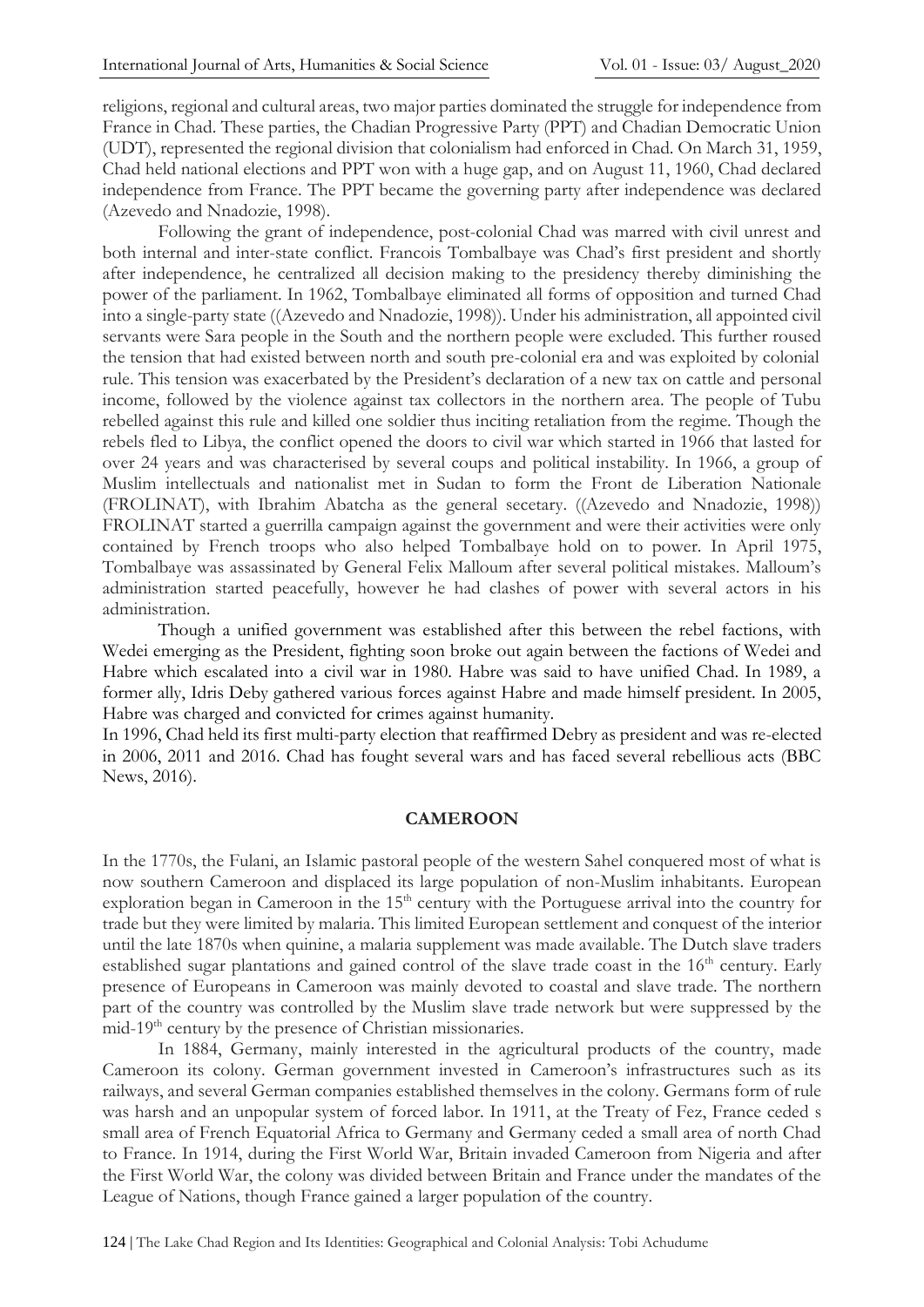religions, regional and cultural areas, two major parties dominated the struggle for independence from France in Chad. These parties, the Chadian Progressive Party (PPT) and Chadian Democratic Union (UDT), represented the regional division that colonialism had enforced in Chad. On March 31, 1959, Chad held national elections and PPT won with a huge gap, and on August 11, 1960, Chad declared independence from France. The PPT became the governing party after independence was declared (Azevedo and Nnadozie, 1998).

Following the grant of independence, post-colonial Chad was marred with civil unrest and both internal and inter-state conflict. Francois Tombalbaye was Chad's first president and shortly after independence, he centralized all decision making to the presidency thereby diminishing the power of the parliament. In 1962, Tombalbaye eliminated all forms of opposition and turned Chad into a single-party state ((Azevedo and Nnadozie, 1998)). Under his administration, all appointed civil servants were Sara people in the South and the northern people were excluded. This further roused the tension that had existed between north and south pre-colonial era and was exploited by colonial rule. This tension was exacerbated by the President's declaration of a new tax on cattle and personal income, followed by the violence against tax collectors in the northern area. The people of Tubu rebelled against this rule and killed one soldier thus inciting retaliation from the regime. Though the rebels fled to Libya, the conflict opened the doors to civil war which started in 1966 that lasted for over 24 years and was characterised by several coups and political instability. In 1966, a group of Muslim intellectuals and nationalist met in Sudan to form the Front de Liberation Nationale (FROLINAT), with Ibrahim Abatcha as the general secetary. ((Azevedo and Nnadozie, 1998)) FROLINAT started a guerrilla campaign against the government and were their activities were only contained by French troops who also helped Tombalbaye hold on to power. In April 1975, Tombalbaye was assassinated by General Felix Malloum after several political mistakes. Malloum's administration started peacefully, however he had clashes of power with several actors in his administration.

Though a unified government was established after this between the rebel factions, with Wedei emerging as the President, fighting soon broke out again between the factions of Wedei and Habre which escalated into a civil war in 1980. Habre was said to have unified Chad. In 1989, a former ally, Idris Deby gathered various forces against Habre and made himself president. In 2005, Habre was charged and convicted for crimes against humanity.

In 1996, Chad held its first multi-party election that reaffirmed Debry as president and was re-elected in 2006, 2011 and 2016. Chad has fought several wars and has faced several rebellious acts (BBC News, 2016).

## CAMEROON

In the 1770s, the Fulani, an Islamic pastoral people of the western Sahel conquered most of what is now southern Cameroon and displaced its large population of non-Muslim inhabitants. European exploration began in Cameroon in the 15th century with the Portuguese arrival into the country for trade but they were limited by malaria. This limited European settlement and conquest of the interior until the late 1870s when quinine, a malaria supplement was made available. The Dutch slave traders established sugar plantations and gained control of the slave trade coast in the 16th century. Early presence of Europeans in Cameroon was mainly devoted to coastal and slave trade. The northern part of the country was controlled by the Muslim slave trade network but were suppressed by the mid-19th century by the presence of Christian missionaries.

In 1884, Germany, mainly interested in the agricultural products of the country, made Cameroon its colony. German government invested in Cameroon's infrastructures such as its railways, and several German companies established themselves in the colony. Germans form of rule was harsh and an unpopular system of forced labor. In 1911, at the Treaty of Fez, France ceded s small area of French Equatorial Africa to Germany and Germany ceded a small area of north Chad to France. In 1914, during the First World War, Britain invaded Cameroon from Nigeria and after the First World War, the colony was divided between Britain and France under the mandates of the League of Nations, though France gained a larger population of the country.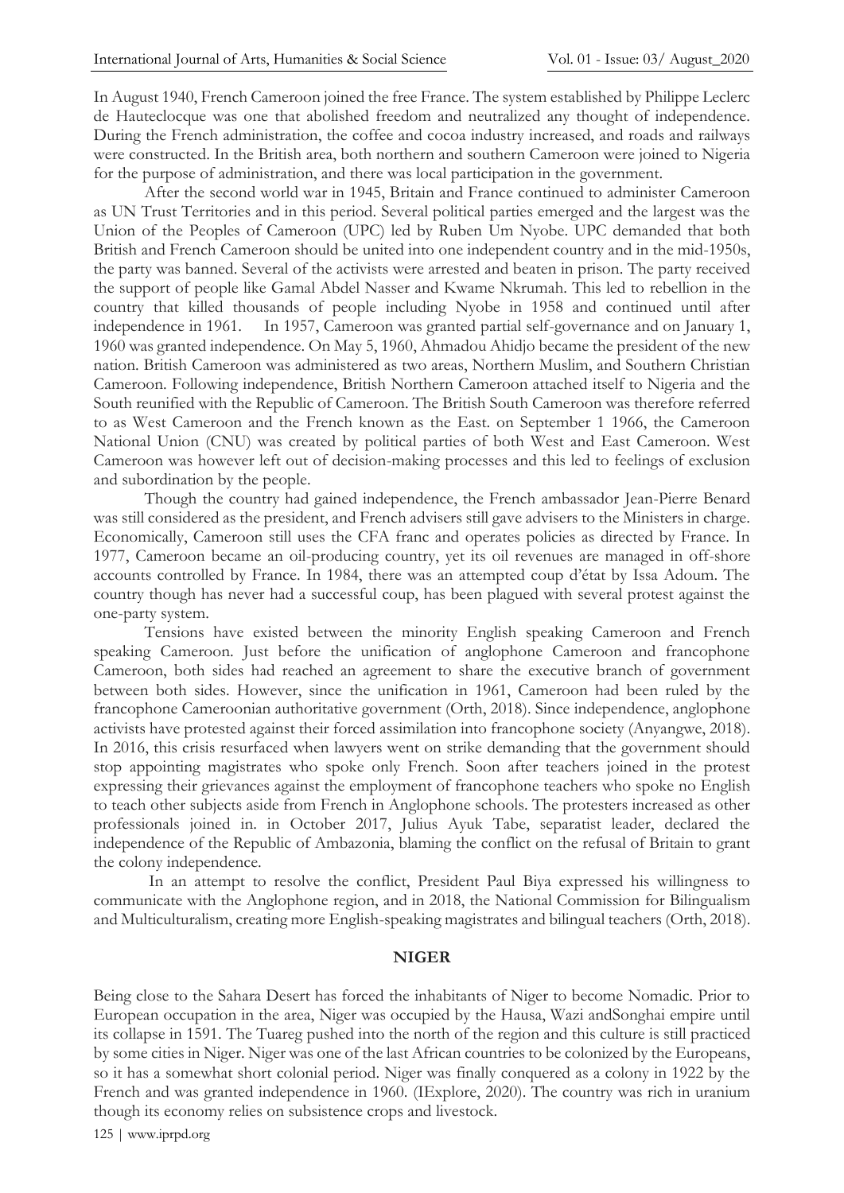In August 1940, French Cameroon joined the free France. The system established by Philippe Leclerc de Hauteclocque was one that abolished freedom and neutralized any thought of independence. During the French administration, the coffee and cocoa industry increased, and roads and railways were constructed. In the British area, both northern and southern Cameroon were joined to Nigeria for the purpose of administration, and there was local participation in the government.

After the second world war in 1945, Britain and France continued to administer Cameroon as UN Trust Territories and in this period. Several political parties emerged and the largest was the Union of the Peoples of Cameroon (UPC) led by Ruben Um Nyobe. UPC demanded that both British and French Cameroon should be united into one independent country and in the mid-1950s, the party was banned. Several of the activists were arrested and beaten in prison. The party received the support of people like Gamal Abdel Nasser and Kwame Nkrumah. This led to rebellion in the country that killed thousands of people including Nyobe in 1958 and continued until after independence in 1961. In 1957, Cameroon was granted partial self-governance and on January 1, 1960 was granted independence. On May 5, 1960, Ahmadou Ahidjo became the president of the new nation. British Cameroon was administered as two areas, Northern Muslim, and Southern Christian Cameroon. Following independence, British Northern Cameroon attached itself to Nigeria and the South reunified with the Republic of Cameroon. The British South Cameroon was therefore referred to as West Cameroon and the French known as the East. on September 1 1966, the Cameroon National Union (CNU) was created by political parties of both West and East Cameroon. West Cameroon was however left out of decision-making processes and this led to feelings of exclusion and subordination by the people.

Though the country had gained independence, the French ambassador Jean-Pierre Benard was still considered as the president, and French advisers still gave advisers to the Ministers in charge. Economically, Cameroon still uses the CFA franc and operates policies as directed by France. In 1977, Cameroon became an oil-producing country, yet its oil revenues are managed in off-shore accounts controlled by France. In 1984, there was an attempted coup d'état by Issa Adoum. The country though has never had a successful coup, has been plagued with several protest against the one-party system.

Tensions have existed between the minority English speaking Cameroon and French speaking Cameroon. Just before the unification of anglophone Cameroon and francophone Cameroon, both sides had reached an agreement to share the executive branch of government between both sides. However, since the unification in 1961, Cameroon had been ruled by the francophone Cameroonian authoritative government (Orth, 2018). Since independence, anglophone activists have protested against their forced assimilation into francophone society (Anyangwe, 2018). In 2016, this crisis resurfaced when lawyers went on strike demanding that the government should stop appointing magistrates who spoke only French. Soon after teachers joined in the protest expressing their grievances against the employment of francophone teachers who spoke no English to teach other subjects aside from French in Anglophone schools. The protesters increased as other professionals joined in. in October 2017, Julius Ayuk Tabe, separatist leader, declared the independence of the Republic of Ambazonia, blaming the conflict on the refusal of Britain to grant the colony independence.

In an attempt to resolve the conflict, President Paul Biya expressed his willingness to communicate with the Anglophone region, and in 2018, the National Commission for Bilingualism and Multiculturalism, creating more English-speaking magistrates and bilingual teachers (Orth, 2018).

## NIGER

Being close to the Sahara Desert has forced the inhabitants of Niger to become Nomadic. Prior to European occupation in the area, Niger was occupied by the Hausa, Wazi andSonghai empire until its collapse in 1591. The Tuareg pushed into the north of the region and this culture is still practiced by some cities in Niger. Niger was one of the last African countries to be colonized by the Europeans, so it has a somewhat short colonial period. Niger was finally conquered as a colony in 1922 by the French and was granted independence in 1960. (IExplore, 2020). The country was rich in uranium though its economy relies on subsistence crops and livestock.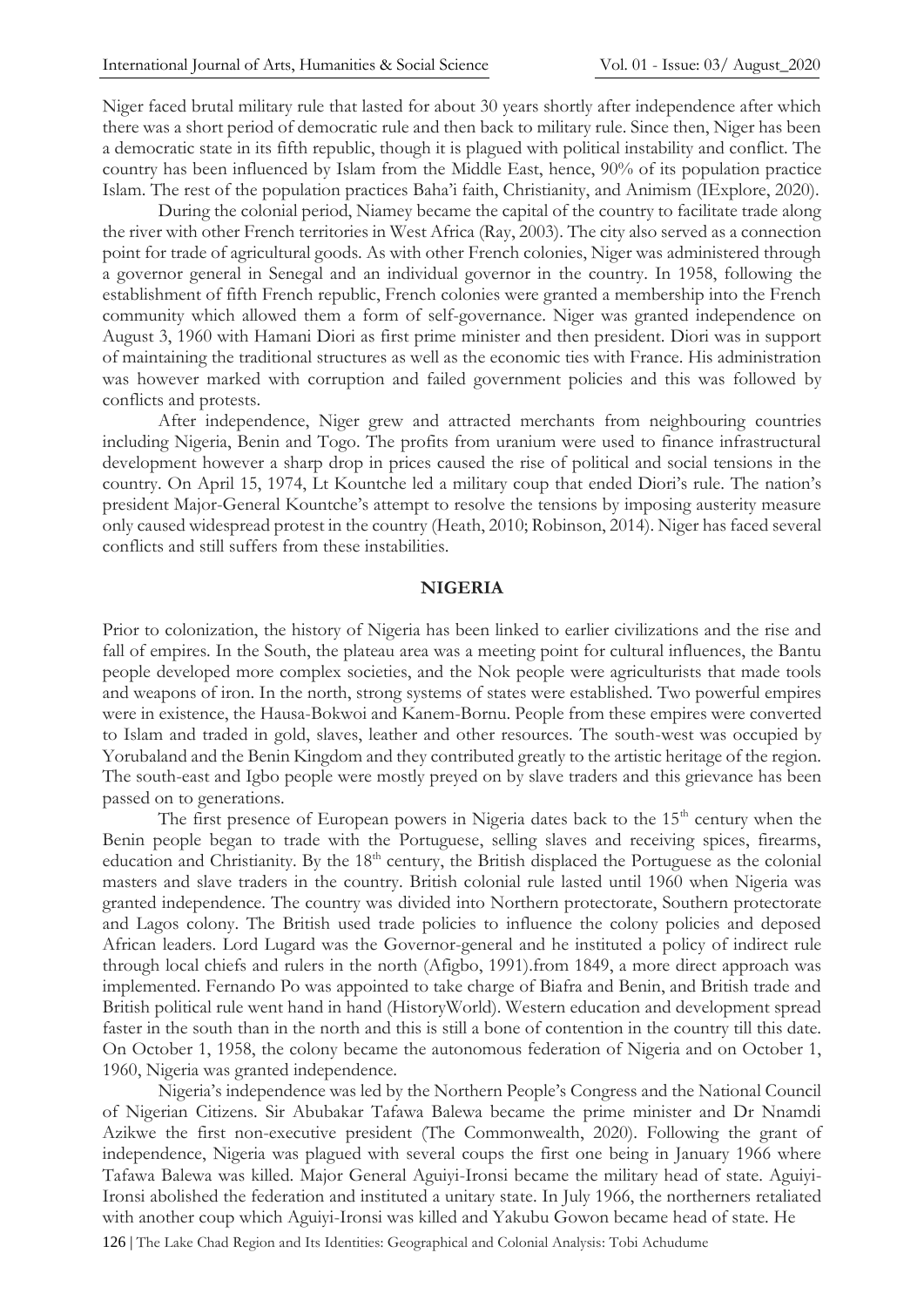Niger faced brutal military rule that lasted for about 30 years shortly after independence after which there was a short period of democratic rule and then back to military rule. Since then, Niger has been a democratic state in its fifth republic, though it is plagued with political instability and conflict. The country has been influenced by Islam from the Middle East, hence, 90% of its population practice Islam. The rest of the population practices Baha'i faith, Christianity, and Animism (IExplore, 2020).

During the colonial period, Niamey became the capital of the country to facilitate trade along the river with other French territories in West Africa (Ray, 2003). The city also served as a connection point for trade of agricultural goods. As with other French colonies, Niger was administered through a governor general in Senegal and an individual governor in the country. In 1958, following the establishment of fifth French republic, French colonies were granted a membership into the French community which allowed them a form of self-governance. Niger was granted independence on August 3, 1960 with Hamani Diori as first prime minister and then president. Diori was in support of maintaining the traditional structures as well as the economic ties with France. His administration was however marked with corruption and failed government policies and this was followed by conflicts and protests.

After independence, Niger grew and attracted merchants from neighbouring countries including Nigeria, Benin and Togo. The profits from uranium were used to finance infrastructural development however a sharp drop in prices caused the rise of political and social tensions in the country. On April 15, 1974, Lt Kountche led a military coup that ended Diori's rule. The nation's president Major-General Kountche's attempt to resolve the tensions by imposing austerity measure only caused widespread protest in the country (Heath, 2010; Robinson, 2014). Niger has faced several conflicts and still suffers from these instabilities.

## NIGERIA

Prior to colonization, the history of Nigeria has been linked to earlier civilizations and the rise and fall of empires. In the South, the plateau area was a meeting point for cultural influences, the Bantu people developed more complex societies, and the Nok people were agriculturists that made tools and weapons of iron. In the north, strong systems of states were established. Two powerful empires were in existence, the Hausa-Bokwoi and Kanem-Bornu. People from these empires were converted to Islam and traded in gold, slaves, leather and other resources. The south-west was occupied by Yorubaland and the Benin Kingdom and they contributed greatly to the artistic heritage of the region. The south-east and Igbo people were mostly preyed on by slave traders and this grievance has been passed on to generations.

The first presence of European powers in Nigeria dates back to the 15th century when the Benin people began to trade with the Portuguese, selling slaves and receiving spices, firearms, education and Christianity. By the 18th century, the British displaced the Portuguese as the colonial masters and slave traders in the country. British colonial rule lasted until 1960 when Nigeria was granted independence. The country was divided into Northern protectorate, Southern protectorate and Lagos colony. The British used trade policies to influence the colony policies and deposed African leaders. Lord Lugard was the Governor-general and he instituted a policy of indirect rule through local chiefs and rulers in the north (Afigbo, 1991).from 1849, a more direct approach was implemented. Fernando Po was appointed to take charge of Biafra and Benin, and British trade and British political rule went hand in hand (HistoryWorld). Western education and development spread faster in the south than in the north and this is still a bone of contention in the country till this date. On October 1, 1958, the colony became the autonomous federation of Nigeria and on October 1, 1960, Nigeria was granted independence.

Nigeria's independence was led by the Northern People's Congress and the National Council of Nigerian Citizens. Sir Abubakar Tafawa Balewa became the prime minister and Dr Nnamdi Azikwe the first non-executive president (The Commonwealth, 2020). Following the grant of independence, Nigeria was plagued with several coups the first one being in January 1966 where Tafawa Balewa was killed. Major General Aguiyi-Ironsi became the military head of state. Aguiyi-Ironsi abolished the federation and instituted a unitary state. In July 1966, the northerners retaliated with another coup which Aguiyi-Ironsi was killed and Yakubu Gowon became head of state. He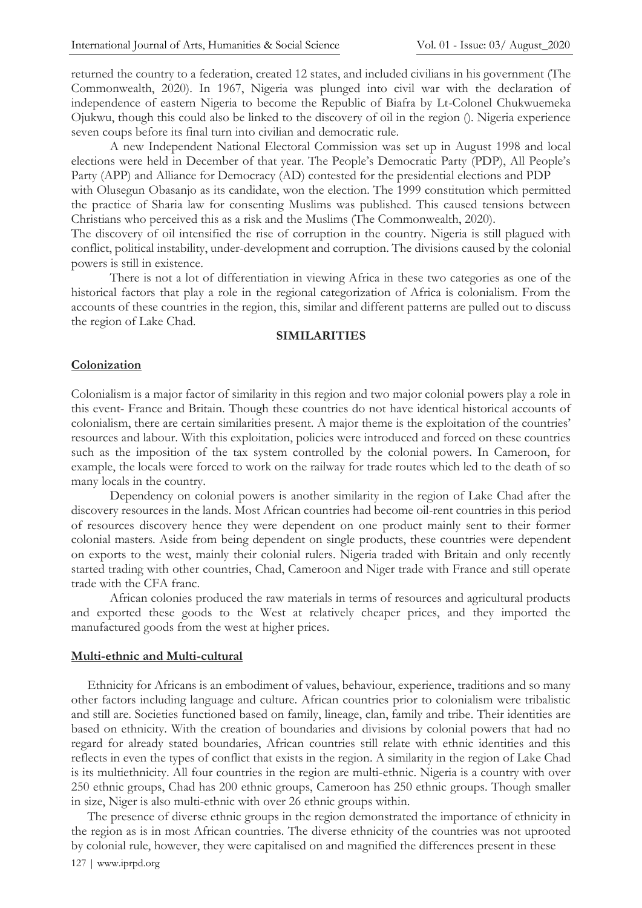returned the country to a federation, created 12 states, and included civilians in his government (The Commonwealth, 2020). In 1967, Nigeria was plunged into civil war with the declaration of independence of eastern Nigeria to become the Republic of Biafra by Lt-Colonel Chukwuemeka Ojukwu, though this could also be linked to the discovery of oil in the region (). Nigeria experience seven coups before its final turn into civilian and democratic rule.

A new Independent National Electoral Commission was set up in August 1998 and local elections were held in December of that year. The People's Democratic Party (PDP), All People's Party (APP) and Alliance for Democracy (AD) contested for the presidential elections and PDP with Olusegun Obasanjo as its candidate, won the election. The 1999 constitution which permitted the practice of Sharia law for consenting Muslims was published. This caused tensions between Christians who perceived this as a risk and the Muslims (The Commonwealth, 2020).

The discovery of oil intensified the rise of corruption in the country. Nigeria is still plagued with conflict, political instability, under-development and corruption. The divisions caused by the colonial powers is still in existence.

There is not a lot of differentiation in viewing Africa in these two categories as one of the historical factors that play a role in the regional categorization of Africa is colonialism. From the accounts of these countries in the region, this, similar and different patterns are pulled out to discuss the region of Lake Chad.

## SIMILARITIES

### Colonization

Colonialism is a major factor of similarity in this region and two major colonial powers play a role in this event- France and Britain. Though these countries do not have identical historical accounts of colonialism, there are certain similarities present. A major theme is the exploitation of the countries' resources and labour. With this exploitation, policies were introduced and forced on these countries such as the imposition of the tax system controlled by the colonial powers. In Cameroon, for example, the locals were forced to work on the railway for trade routes which led to the death of so many locals in the country.

Dependency on colonial powers is another similarity in the region of Lake Chad after the discovery resources in the lands. Most African countries had become oil-rent countries in this period of resources discovery hence they were dependent on one product mainly sent to their former colonial masters. Aside from being dependent on single products, these countries were dependent on exports to the west, mainly their colonial rulers. Nigeria traded with Britain and only recently started trading with other countries, Chad, Cameroon and Niger trade with France and still operate trade with the CFA franc.

African colonies produced the raw materials in terms of resources and agricultural products and exported these goods to the West at relatively cheaper prices, and they imported the manufactured goods from the west at higher prices.

### Multi-ethnic and Multi-cultural

Ethnicity for Africans is an embodiment of values, behaviour, experience, traditions and so many other factors including language and culture. African countries prior to colonialism were tribalistic and still are. Societies functioned based on family, lineage, clan, family and tribe. Their identities are based on ethnicity. With the creation of boundaries and divisions by colonial powers that had no regard for already stated boundaries, African countries still relate with ethnic identities and this reflects in even the types of conflict that exists in the region. A similarity in the region of Lake Chad is its multiethnicity. All four countries in the region are multi-ethnic. Nigeria is a country with over 250 ethnic groups, Chad has 200 ethnic groups, Cameroon has 250 ethnic groups. Though smaller in size, Niger is also multi-ethnic with over 26 ethnic groups within.

The presence of diverse ethnic groups in the region demonstrated the importance of ethnicity in the region as is in most African countries. The diverse ethnicity of the countries was not uprooted by colonial rule, however, they were capitalised on and magnified the differences present in these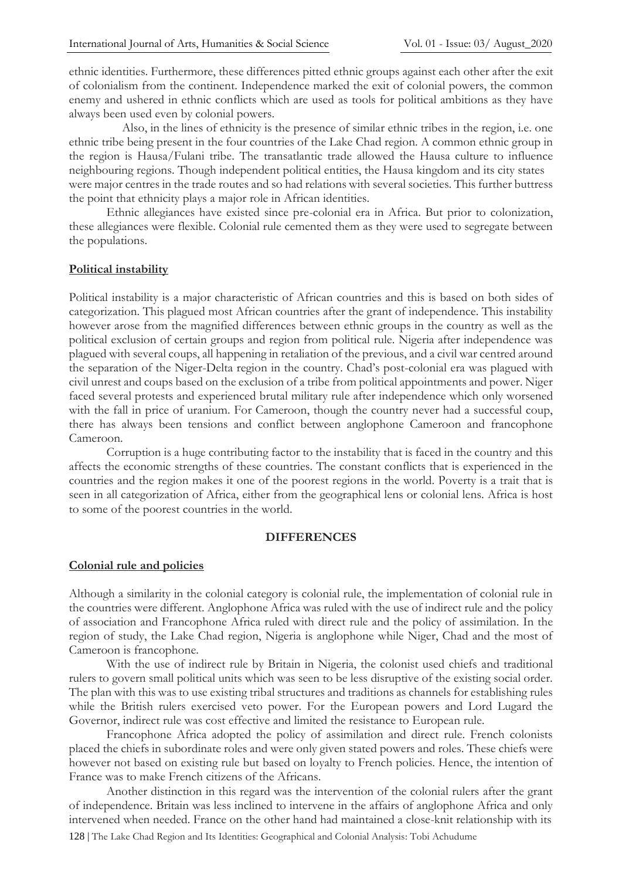ethnic identities. Furthermore, these differences pitted ethnic groups against each other after the exit of colonialism from the continent. Independence marked the exit of colonial powers, the common enemy and ushered in ethnic conflicts which are used as tools for political ambitions as they have always been used even by colonial powers.

Also, in the lines of ethnicity is the presence of similar ethnic tribes in the region, i.e. one ethnic tribe being present in the four countries of the Lake Chad region. A common ethnic group in the region is Hausa/Fulani tribe. The transatlantic trade allowed the Hausa culture to influence neighbouring regions. Though independent political entities, the Hausa kingdom and its city states were major centres in the trade routes and so had relations with several societies. This further buttress the point that ethnicity plays a major role in African identities.

Ethnic allegiances have existed since pre-colonial era in Africa. But prior to colonization, these allegiances were flexible. Colonial rule cemented them as they were used to segregate between the populations.

**Political instability**

Political instability is a major characteristic of African countries and this is based on both sides of categorization. This plagued most African countries after the grant of independence. This instability however arose from the magnified differences between ethnic groups in the country as well as the political exclusion of certain groups and region from political rule. Nigeria after independence was plagued with several coups, all happening in retaliation of the previous, and a civil war centred around the separation of the Niger-Delta region in the country. Chad's post-colonial era was plagued with civil unrest and coups based on the exclusion of a tribe from political appointments and power. Niger faced several protests and experienced brutal military rule after independence which only worsened with the fall in price of uranium. For Cameroon, though the country never had a successful coup, there has always been tensions and conflict between anglophone Cameroon and francophone Cameroon.

Corruption is a huge contributing factor to the instability that is faced in the country and this affects the economic strengths of these countries. The constant conflicts that is experienced in the countries and the region makes it one of the poorest regions in the world. Poverty is a trait that is seen in all categorization of Africa, either from the geographical lens or colonial lens. Africa is host to some of the poorest countries in the world.

## DIFFERENCES

**Colonial rule and policies**

Although a similarity in the colonial category is colonial rule, the implementation of colonial rule in the countries were different. Anglophone Africa was ruled with the use of indirect rule and the policy of association and Francophone Africa ruled with direct rule and the policy of assimilation. In the region of study, the Lake Chad region, Nigeria is anglophone while Niger, Chad and the most of Cameroon is francophone.

With the use of indirect rule by Britain in Nigeria, the colonist used chiefs and traditional rulers to govern small political units which was seen to be less disruptive of the existing social order. The plan with this was to use existing tribal structures and traditions as channels for establishing rules while the British rulers exercised veto power. For the European powers and Lord Lugard the Governor, indirect rule was cost effective and limited the resistance to European rule.

Francophone Africa adopted the policy of assimilation and direct rule. French colonists placed the chiefs in subordinate roles and were only given stated powers and roles. These chiefs were however not based on existing rule but based on loyalty to French policies. Hence, the intention of France was to make French citizens of the Africans.

Another distinction in this regard was the intervention of the colonial rulers after the grant of independence. Britain was less inclined to intervene in the affairs of anglophone Africa and only intervened when needed. France on the other hand had maintained a close-knit relationship with its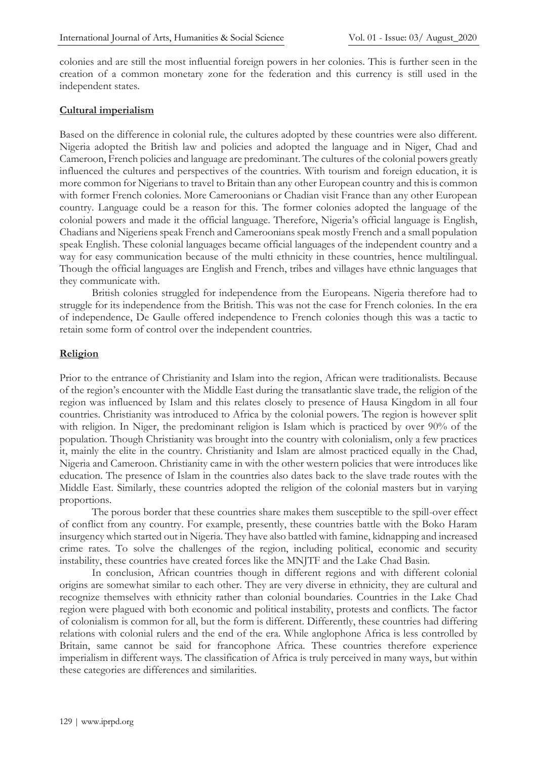colonies and are still the most influential foreign powers in her colonies. This is further seen in the creation of a common monetary zone for the federation and this currency is still used in the independent states.

## Cultural imperialism

Based on the difference in colonial rule, the cultures adopted by these countries were also different. Nigeria adopted the British law and policies and adopted the language and in Niger, Chad and Cameroon, French policies and language are predominant. The cultures of the colonial powers greatly influenced the cultures and perspectives of the countries. With tourism and foreign education, it is more common for Nigerians to travel to Britain than any other European country and this is common with former French colonies. More Cameroonians or Chadian visit France than any other European country. Language could be a reason for this. The former colonies adopted the language of the colonial powers and made it the official language. Therefore, Nigeria's official language is English, Chadians and Nigeriens speak French and Cameroonians speak mostly French and a small population speak English. These colonial languages became official languages of the independent country and a way for easy communication because of the multi ethnicity in these countries, hence multilingual. Though the official languages are English and French, tribes and villages have ethnic languages that they communicate with.

British colonies struggled for independence from the Europeans. Nigeria therefore had to struggle for its independence from the British. This was not the case for French colonies. In the era of independence, De Gaulle offered independence to French colonies though this was a tactic to retain some form of control over the independent countries.

## Religion

Prior to the entrance of Christianity and Islam into the region, African were traditionalists. Because of the region's encounter with the Middle East during the transatlantic slave trade, the religion of the region was influenced by Islam and this relates closely to presence of Hausa Kingdom in all four countries. Christianity was introduced to Africa by the colonial powers. The region is however split with religion. In Niger, the predominant religion is Islam which is practiced by over 90% of the population. Though Christianity was brought into the country with colonialism, only a few practices it, mainly the elite in the country. Christianity and Islam are almost practiced equally in the Chad, Nigeria and Cameroon. Christianity came in with the other western policies that were introduces like education. The presence of Islam in the countries also dates back to the slave trade routes with the Middle East. Similarly, these countries adopted the religion of the colonial masters but in varying proportions.

The porous border that these countries share makes them susceptible to the spill-over effect of conflict from any country. For example, presently, these countries battle with the Boko Haram insurgency which started out in Nigeria. They have also battled with famine, kidnapping and increased crime rates. To solve the challenges of the region, including political, economic and security instability, these countries have created forces like the MNJTF and the Lake Chad Basin.

In conclusion, African countries though in different regions and with different colonial origins are somewhat similar to each other. They are very diverse in ethnicity, they are cultural and recognize themselves with ethnicity rather than colonial boundaries. Countries in the Lake Chad region were plagued with both economic and political instability, protests and conflicts. The factor of colonialism is common for all, but the form is different. Differently, these countries had differing relations with colonial rulers and the end of the era. While anglophone Africa is less controlled by Britain, same cannot be said for francophone Africa. These countries therefore experience imperialism in different ways. The classification of Africa is truly perceived in many ways, but within these categories are differences and similarities.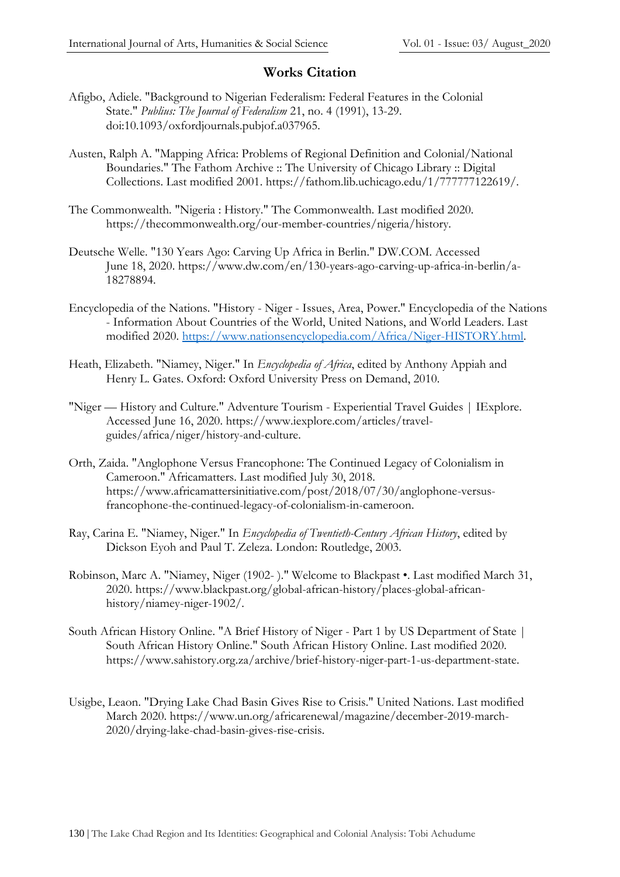## Works Citation

Afigbo, Adiele. "Background to Nigerian Federalism: Federal Features in the Colonial State." *Publius: The Journal of Federalism* 21, no. 4 (1991), 13-29. doi:10.1093/oxfordjournals.pubjof.a037965.

Austen, Ralph A. "Mapping Africa: Problems of Regional Definition and Colonial/National Boundaries." The Fathom Archive :: The University of Chicago Library :: Digital Collections. Last modified 2001. https://fathom.lib.uchicago.edu/1/777777122619/.

The Commonwealth. "Nigeria : History." The Commonwealth. Last modified 2020. https://thecommonwealth.org/our-member-countries/nigeria/history.

Deutsche Welle. "130 Years Ago: Carving Up Africa in Berlin." DW.COM. Accessed June 18, 2020. https://www.dw.com/en/130-years-ago-carving-up-africa-in-berlin/a-18278894.

Encyclopedia of the Nations. "History - Niger - Issues, Area, Power." Encyclopedia of the Nations - Information About Countries of the World, United Nations, and World Leaders. Last modified 2020. https://www.nationsencyclopedia.com/Africa/Niger-HISTORY.html.

Heath, Elizabeth. "Niamey, Niger." In *Encyclopedia of Africa*, edited by Anthony Appiah and Henry L. Gates. Oxford: Oxford University Press on Demand, 2010.

"Niger — History and Culture." Adventure Tourism - Experiential Travel Guides | IExplore. Accessed June 16, 2020. https://www.iexplore.com/articles/travel-guides/africa/niger/history-and-culture.

Orth, Zaida. "Anglophone Versus Francophone: The Continued Legacy of Colonialism in Cameroon." Africamatters. Last modified July 30, 2018. https://www.africamattersinitiative.com/post/2018/07/30/anglophone-versus-francophone-the-continued-legacy-of-colonialism-in-cameroon.

Ray, Carina E. "Niamey, Niger." In *Encyclopedia of Twentieth-Century African History*, edited by Dickson Eyoh and Paul T. Zeleza. London: Routledge, 2003.

Robinson, Marc A. "Niamey, Niger (1902- )." Welcome to Blackpast •. Last modified March 31, 2020. https://www.blackpast.org/global-african-history/places-global-african-history/niamey-niger-1902/.

South African History Online. "A Brief History of Niger - Part 1 by US Department of State | South African History Online." South African History Online. Last modified 2020. https://www.sahistory.org.za/archive/brief-history-niger-part-1-us-department-state.

Usigbe, Leaon. "Drying Lake Chad Basin Gives Rise to Crisis." United Nations. Last modified March 2020. https://www.un.org/africarenewal/magazine/december-2019-march-2020/drying-lake-chad-basin-gives-rise-crisis.